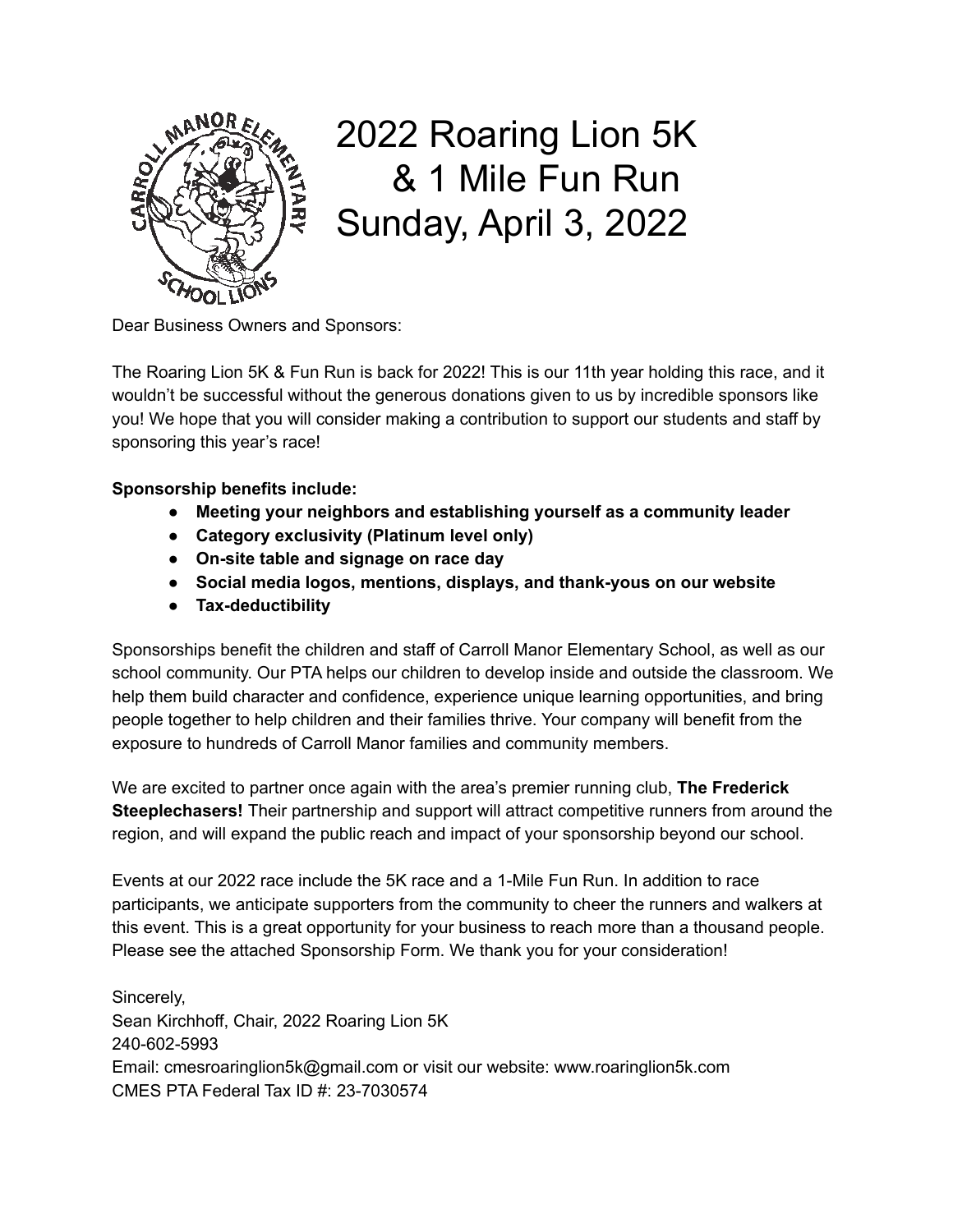# 2022 Roaring Lion 5K & 1 Mile Fun Run Sunday, April 3, 2022

Dear Business Owners and Sponsors:

The Roaring Lion 5K & Fun Run is back for 2022! This is our 11th year holding this race, and it wouldn't be successful without the generous donations given to us by incredible sponsors like you! We hope that you will consider making a contribution to support our students and staff by sponsoring this year's race!

**Sponsorship benefits include:**

- **Meeting your neighbors and establishing yourself as a community leader**
- **Category exclusivity (Platinum level only)**
- **On-site table and signage on race day**
- **Social media logos, mentions, displays, and thank-yous on our website**
- **Tax-deductibility**

Sponsorships benefit the children and staff of Carroll Manor Elementary School, as well as our school community. Our PTA helps our children to develop inside and outside the classroom. We help them build character and confidence, experience unique learning opportunities, and bring people together to help children and their families thrive. Your company will benefit from the exposure to hundreds of Carroll Manor families and community members.

We are excited to partner once again with the area's premier running club, **The Frederick Steeplechasers!** Their partnership and support will attract competitive runners from around the region, and will expand the public reach and impact of your sponsorship beyond our school.

Events at our 2022 race include the 5K race and a 1-Mile Fun Run. In addition to race participants, we anticipate supporters from the community to cheer the runners and walkers at this event. This is a great opportunity for your business to reach more than a thousand people. Please see the attached Sponsorship Form. We thank you for your consideration!

Sincerely,
Sean Kirchhoff, Chair, 2022 Roaring Lion 5K
240-602-5993
Email: cmesroaringlion5k@gmail.com or visit our website: www.roaringlion5k.com
CMES PTA Federal Tax ID #: 23-7030574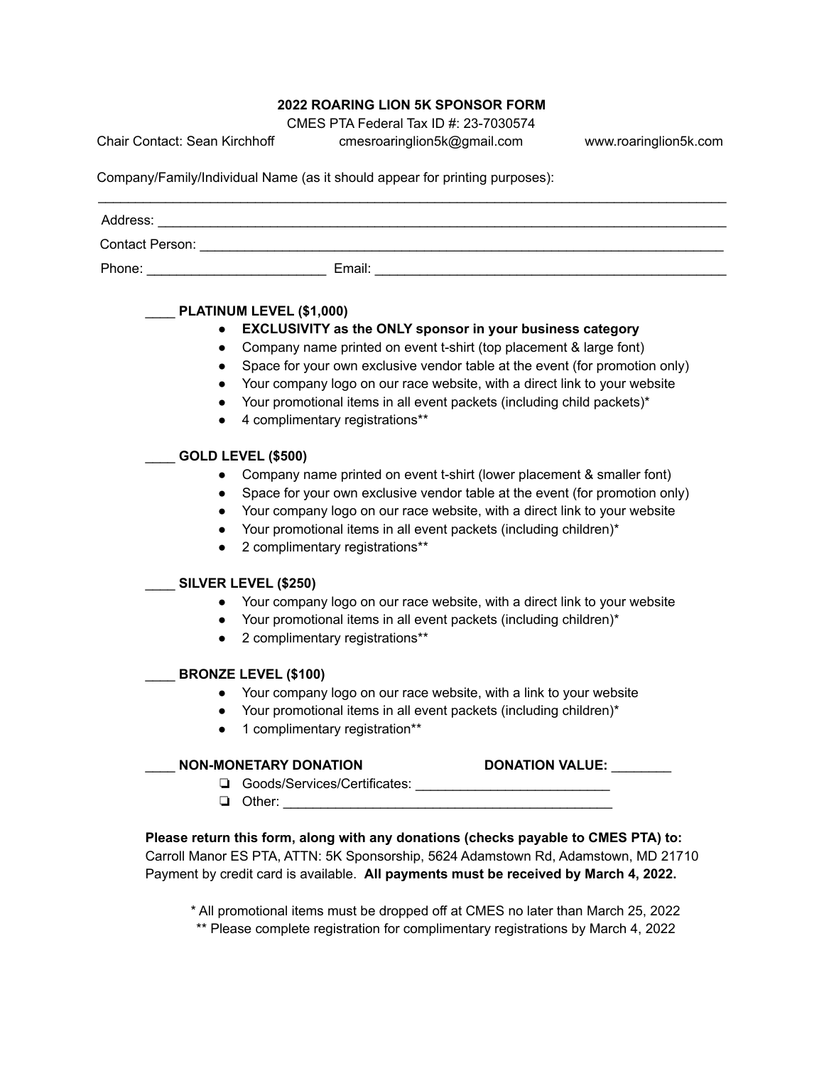**2022 ROARING LION 5K SPONSOR FORM**

CMES PTA Federal Tax ID #: 23-7030574

Chair Contact: Sean Kirchhoff cmesroaringlion5k@gmail.com www.roaringlion5k.com

Company/Family/Individual Name (as it should appear for printing purposes):

_______________________________________________________________________________

Address: _______________________________________________________________________

Contact Person: _________________________________________________________________

Phone: ______________________ Email: ___________________________________________

____ **PLATINUM LEVEL ($1,000)**

- **EXCLUSIVITY as the ONLY sponsor in your business category**
- Company name printed on event t-shirt (top placement & large font)
- Space for your own exclusive vendor table at the event (for promotion only)
- Your company logo on our race website, with a direct link to your website
- Your promotional items in all event packets (including child packets)*
- 4 complimentary registrations**

____ **GOLD LEVEL ($500)**

- Company name printed on event t-shirt (lower placement & smaller font)
- Space for your own exclusive vendor table at the event (for promotion only)
- Your company logo on our race website, with a direct link to your website
- Your promotional items in all event packets (including children)*
- 2 complimentary registrations**

____ **SILVER LEVEL ($250)**

- Your company logo on our race website, with a direct link to your website
- Your promotional items in all event packets (including children)*
- 2 complimentary registrations**

____ **BRONZE LEVEL ($100)**

- Your company logo on our race website, with a link to your website
- Your promotional items in all event packets (including children)*
- 1 complimentary registration**

____ **NON-MONETARY DONATION** **DONATION VALUE:** ________

- ❏ Goods/Services/Certificates: __________________________
- ❏ Other: ____________________________________________

**Please return this form, along with any donations (checks payable to CMES PTA) to:**
Carroll Manor ES PTA, ATTN: 5K Sponsorship, 5624 Adamstown Rd, Adamstown, MD 21710
Payment by credit card is available. **All payments must be received by March 4, 2022.**

\* All promotional items must be dropped off at CMES no later than March 25, 2022

\** Please complete registration for complimentary registrations by March 4, 2022